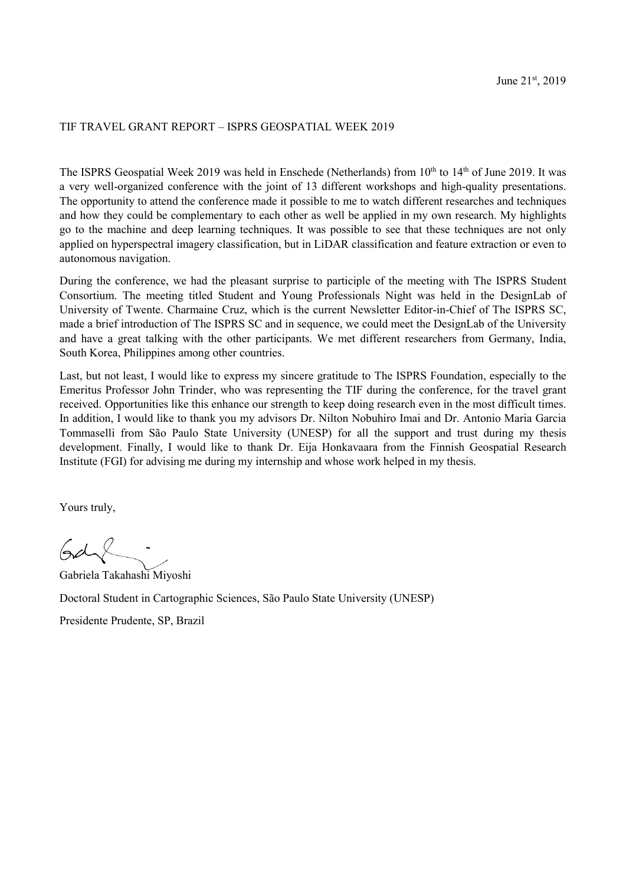June 21st, 2019

TIF TRAVEL GRANT REPORT – ISPRS GEOSPATIAL WEEK 2019

The ISPRS Geospatial Week 2019 was held in Enschede (Netherlands) from 10th to 14th of June 2019. It was a very well-organized conference with the joint of 13 different workshops and high-quality presentations. The opportunity to attend the conference made it possible to me to watch different researches and techniques and how they could be complementary to each other as well be applied in my own research. My highlights go to the machine and deep learning techniques. It was possible to see that these techniques are not only applied on hyperspectral imagery classification, but in LiDAR classification and feature extraction or even to autonomous navigation.

During the conference, we had the pleasant surprise to participle of the meeting with The ISPRS Student Consortium. The meeting titled Student and Young Professionals Night was held in the DesignLab of University of Twente. Charmaine Cruz, which is the current Newsletter Editor-in-Chief of The ISPRS SC, made a brief introduction of The ISPRS SC and in sequence, we could meet the DesignLab of the University and have a great talking with the other participants. We met different researchers from Germany, India, South Korea, Philippines among other countries.

Last, but not least, I would like to express my sincere gratitude to The ISPRS Foundation, especially to the Emeritus Professor John Trinder, who was representing the TIF during the conference, for the travel grant received. Opportunities like this enhance our strength to keep doing research even in the most difficult times. In addition, I would like to thank you my advisors Dr. Nilton Nobuhiro Imai and Dr. Antonio Maria Garcia Tommaselli from São Paulo State University (UNESP) for all the support and trust during my thesis development. Finally, I would like to thank Dr. Eija Honkavaara from the Finnish Geospatial Research Institute (FGI) for advising me during my internship and whose work helped in my thesis.

Yours truly,

Gabriela Takahashi Miyoshi

Doctoral Student in Cartographic Sciences, São Paulo State University (UNESP)

Presidente Prudente, SP, Brazil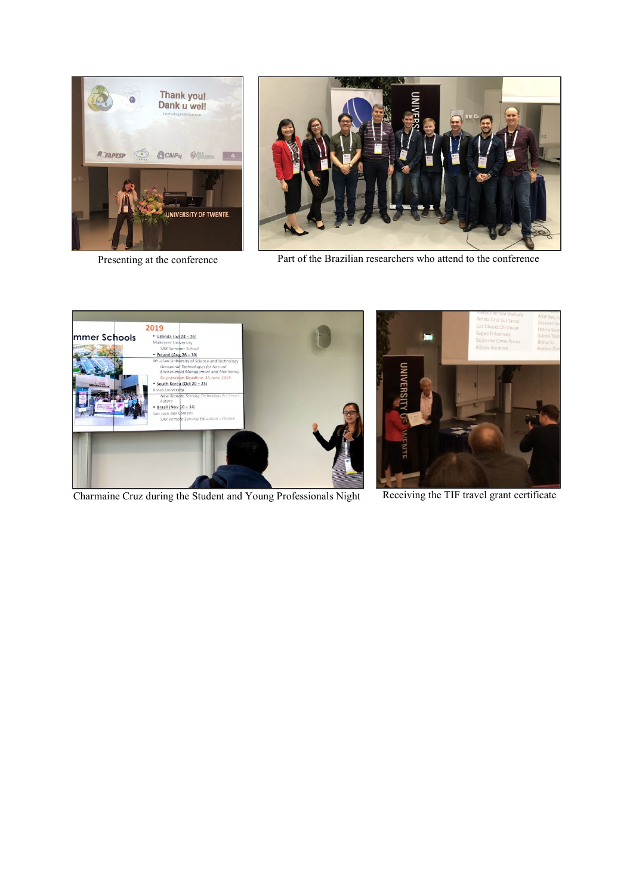Presenting at the conference

Part of the Brazilian researchers who attend to the conference

Charmaine Cruz during the Student and Young Professionals Night

Receiving the TIF travel grant certificate